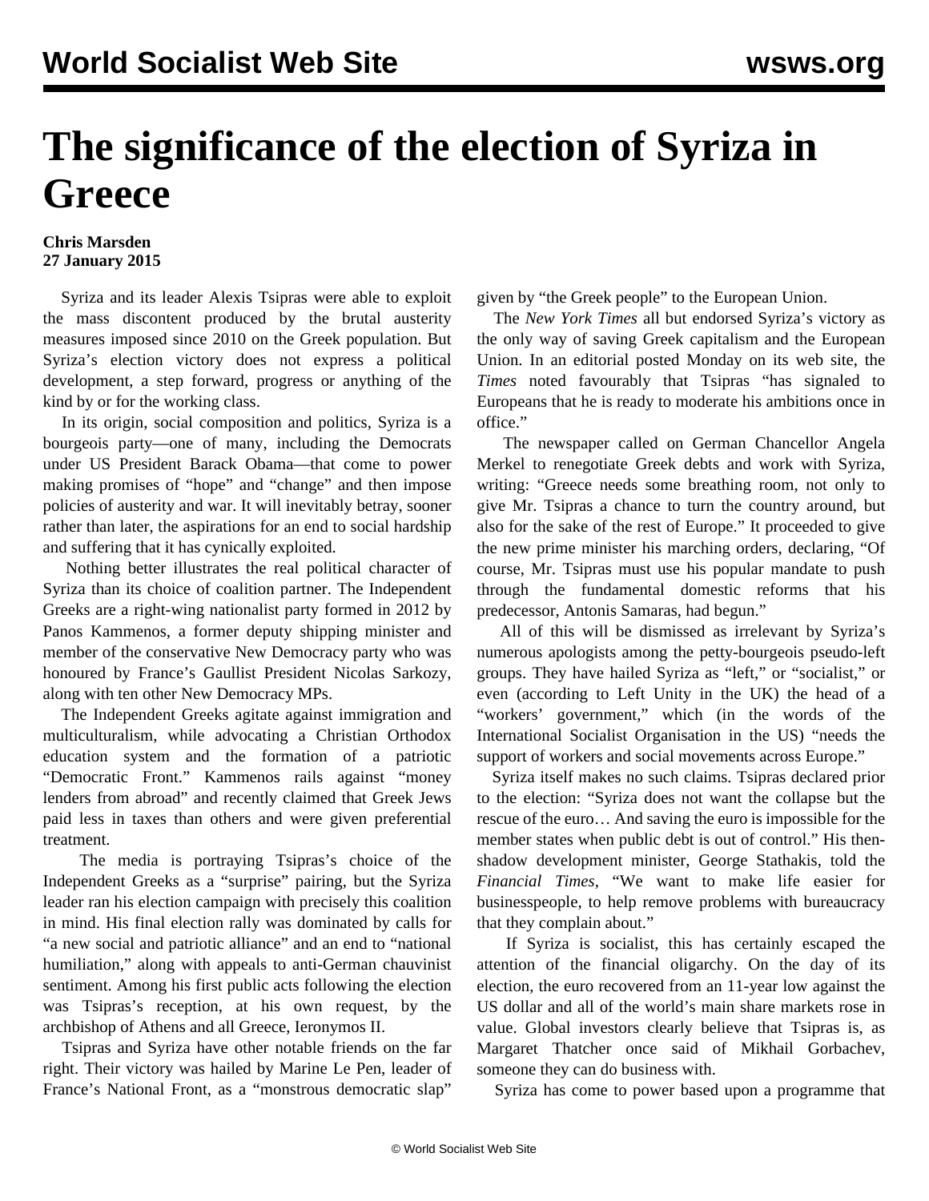# The significance of the election of Syriza in Greece

**Chris Marsden**
**27 January 2015**

Syriza and its leader Alexis Tsipras were able to exploit the mass discontent produced by the brutal austerity measures imposed since 2010 on the Greek population. But Syriza's election victory does not express a political development, a step forward, progress or anything of the kind by or for the working class.

In its origin, social composition and politics, Syriza is a bourgeois party—one of many, including the Democrats under US President Barack Obama—that come to power making promises of "hope" and "change" and then impose policies of austerity and war. It will inevitably betray, sooner rather than later, the aspirations for an end to social hardship and suffering that it has cynically exploited.

Nothing better illustrates the real political character of Syriza than its choice of coalition partner. The Independent Greeks are a right-wing nationalist party formed in 2012 by Panos Kammenos, a former deputy shipping minister and member of the conservative New Democracy party who was honoured by France's Gaullist President Nicolas Sarkozy, along with ten other New Democracy MPs.

The Independent Greeks agitate against immigration and multiculturalism, while advocating a Christian Orthodox education system and the formation of a patriotic "Democratic Front." Kammenos rails against "money lenders from abroad" and recently claimed that Greek Jews paid less in taxes than others and were given preferential treatment.

The media is portraying Tsipras's choice of the Independent Greeks as a "surprise" pairing, but the Syriza leader ran his election campaign with precisely this coalition in mind. His final election rally was dominated by calls for "a new social and patriotic alliance" and an end to "national humiliation," along with appeals to anti-German chauvinist sentiment. Among his first public acts following the election was Tsipras's reception, at his own request, by the archbishop of Athens and all Greece, Ieronymos II.

Tsipras and Syriza have other notable friends on the far right. Their victory was hailed by Marine Le Pen, leader of France's National Front, as a "monstrous democratic slap" given by "the Greek people" to the European Union.

The *New York Times* all but endorsed Syriza's victory as the only way of saving Greek capitalism and the European Union. In an editorial posted Monday on its web site, the *Times* noted favourably that Tsipras "has signaled to Europeans that he is ready to moderate his ambitions once in office."

The newspaper called on German Chancellor Angela Merkel to renegotiate Greek debts and work with Syriza, writing: "Greece needs some breathing room, not only to give Mr. Tsipras a chance to turn the country around, but also for the sake of the rest of Europe." It proceeded to give the new prime minister his marching orders, declaring, "Of course, Mr. Tsipras must use his popular mandate to push through the fundamental domestic reforms that his predecessor, Antonis Samaras, had begun."

All of this will be dismissed as irrelevant by Syriza's numerous apologists among the petty-bourgeois pseudo-left groups. They have hailed Syriza as "left," or "socialist," or even (according to Left Unity in the UK) the head of a "workers' government," which (in the words of the International Socialist Organisation in the US) "needs the support of workers and social movements across Europe."

Syriza itself makes no such claims. Tsipras declared prior to the election: "Syriza does not want the collapse but the rescue of the euro… And saving the euro is impossible for the member states when public debt is out of control." His then-shadow development minister, George Stathakis, told the *Financial Times*, "We want to make life easier for businesspeople, to help remove problems with bureaucracy that they complain about."

If Syriza is socialist, this has certainly escaped the attention of the financial oligarchy. On the day of its election, the euro recovered from an 11-year low against the US dollar and all of the world's main share markets rose in value. Global investors clearly believe that Tsipras is, as Margaret Thatcher once said of Mikhail Gorbachev, someone they can do business with.

Syriza has come to power based upon a programme that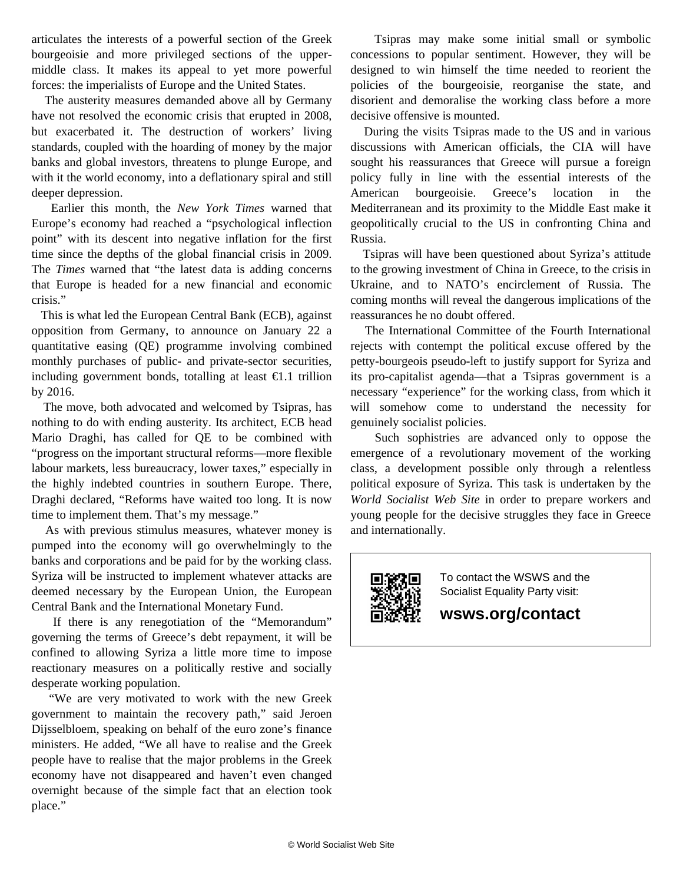articulates the interests of a powerful section of the Greek bourgeoisie and more privileged sections of the upper-middle class. It makes its appeal to yet more powerful forces: the imperialists of Europe and the United States.

The austerity measures demanded above all by Germany have not resolved the economic crisis that erupted in 2008, but exacerbated it. The destruction of workers' living standards, coupled with the hoarding of money by the major banks and global investors, threatens to plunge Europe, and with it the world economy, into a deflationary spiral and still deeper depression.

Earlier this month, the *New York Times* warned that Europe's economy had reached a "psychological inflection point" with its descent into negative inflation for the first time since the depths of the global financial crisis in 2009. The *Times* warned that "the latest data is adding concerns that Europe is headed for a new financial and economic crisis."

This is what led the European Central Bank (ECB), against opposition from Germany, to announce on January 22 a quantitative easing (QE) programme involving combined monthly purchases of public- and private-sector securities, including government bonds, totalling at least €1.1 trillion by 2016.

The move, both advocated and welcomed by Tsipras, has nothing to do with ending austerity. Its architect, ECB head Mario Draghi, has called for QE to be combined with "progress on the important structural reforms—more flexible labour markets, less bureaucracy, lower taxes," especially in the highly indebted countries in southern Europe. There, Draghi declared, "Reforms have waited too long. It is now time to implement them. That's my message."

As with previous stimulus measures, whatever money is pumped into the economy will go overwhelmingly to the banks and corporations and be paid for by the working class. Syriza will be instructed to implement whatever attacks are deemed necessary by the European Union, the European Central Bank and the International Monetary Fund.

If there is any renegotiation of the "Memorandum" governing the terms of Greece's debt repayment, it will be confined to allowing Syriza a little more time to impose reactionary measures on a politically restive and socially desperate working population.

"We are very motivated to work with the new Greek government to maintain the recovery path," said Jeroen Dijsselbloem, speaking on behalf of the euro zone's finance ministers. He added, "We all have to realise and the Greek people have to realise that the major problems in the Greek economy have not disappeared and haven't even changed overnight because of the simple fact that an election took place."

Tsipras may make some initial small or symbolic concessions to popular sentiment. However, they will be designed to win himself the time needed to reorient the policies of the bourgeoisie, reorganise the state, and disorient and demoralise the working class before a more decisive offensive is mounted.

During the visits Tsipras made to the US and in various discussions with American officials, the CIA will have sought his reassurances that Greece will pursue a foreign policy fully in line with the essential interests of the American bourgeoisie. Greece's location in the Mediterranean and its proximity to the Middle East make it geopolitically crucial to the US in confronting China and Russia.

Tsipras will have been questioned about Syriza's attitude to the growing investment of China in Greece, to the crisis in Ukraine, and to NATO's encirclement of Russia. The coming months will reveal the dangerous implications of the reassurances he no doubt offered.

The International Committee of the Fourth International rejects with contempt the political excuse offered by the petty-bourgeois pseudo-left to justify support for Syriza and its pro-capitalist agenda—that a Tsipras government is a necessary "experience" for the working class, from which it will somehow come to understand the necessity for genuinely socialist policies.

Such sophistries are advanced only to oppose the emergence of a revolutionary movement of the working class, a development possible only through a relentless political exposure of Syriza. This task is undertaken by the *World Socialist Web Site* in order to prepare workers and young people for the decisive struggles they face in Greece and internationally.

To contact the WSWS and the Socialist Equality Party visit:

**wsws.org/contact**